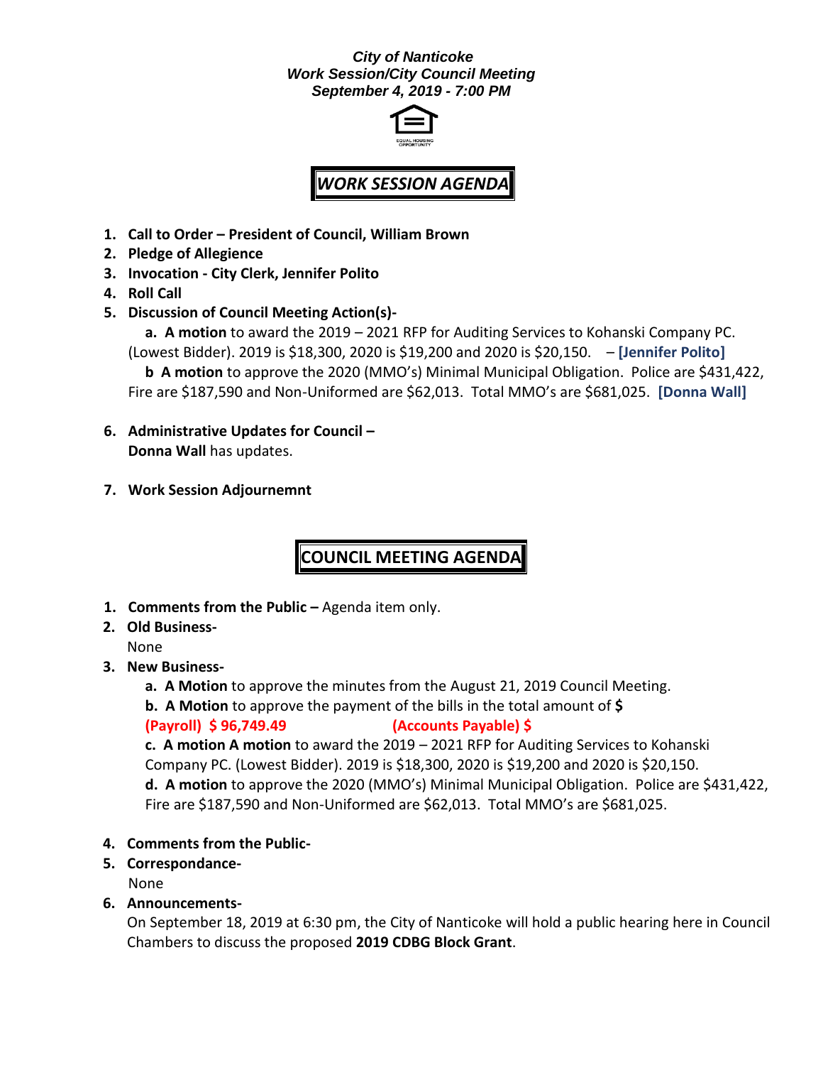***City of Nanticoke***
***Work Session/City Council Meeting***
***September 4, 2019 - 7:00 PM***

## *WORK SESSION AGENDA*

1. **Call to Order – President of Council, William Brown**
2. **Pledge of Allegience**
3. **Invocation - City Clerk, Jennifer Polito**
4. **Roll Call**
5. **Discussion of Council Meeting Action(s)-**
   **a. A motion** to award the 2019 – 2021 RFP for Auditing Services to Kohanski Company PC. (Lowest Bidder). 2019 is $18,300, 2020 is $19,200 and 2020 is $20,150. – **[Jennifer Polito]**
   **b A motion** to approve the 2020 (MMO's) Minimal Municipal Obligation. Police are $431,422, Fire are $187,590 and Non-Uniformed are $62,013. Total MMO's are $681,025. **[Donna Wall]**
6. **Administrative Updates for Council –**
   **Donna Wall** has updates.
7. **Work Session Adjournemnt**

## COUNCIL MEETING AGENDA

1. **Comments from the Public –** Agenda item only.
2. **Old Business-**
   None
3. **New Business-**
   **a. A Motion** to approve the minutes from the August 21, 2019 Council Meeting.
   **b. A Motion** to approve the payment of the bills in the total amount of **$**
   **(Payroll) $ 96,749.49** **(Accounts Payable) $**
   **c. A motion A motion** to award the 2019 – 2021 RFP for Auditing Services to Kohanski Company PC. (Lowest Bidder). 2019 is $18,300, 2020 is $19,200 and 2020 is $20,150.
   **d. A motion** to approve the 2020 (MMO's) Minimal Municipal Obligation. Police are $431,422, Fire are $187,590 and Non-Uniformed are $62,013. Total MMO's are $681,025.
4. **Comments from the Public-**
5. **Correspondance-**
   None
6. **Announcements-**
   On September 18, 2019 at 6:30 pm, the City of Nanticoke will hold a public hearing here in Council Chambers to discuss the proposed **2019 CDBG Block Grant**.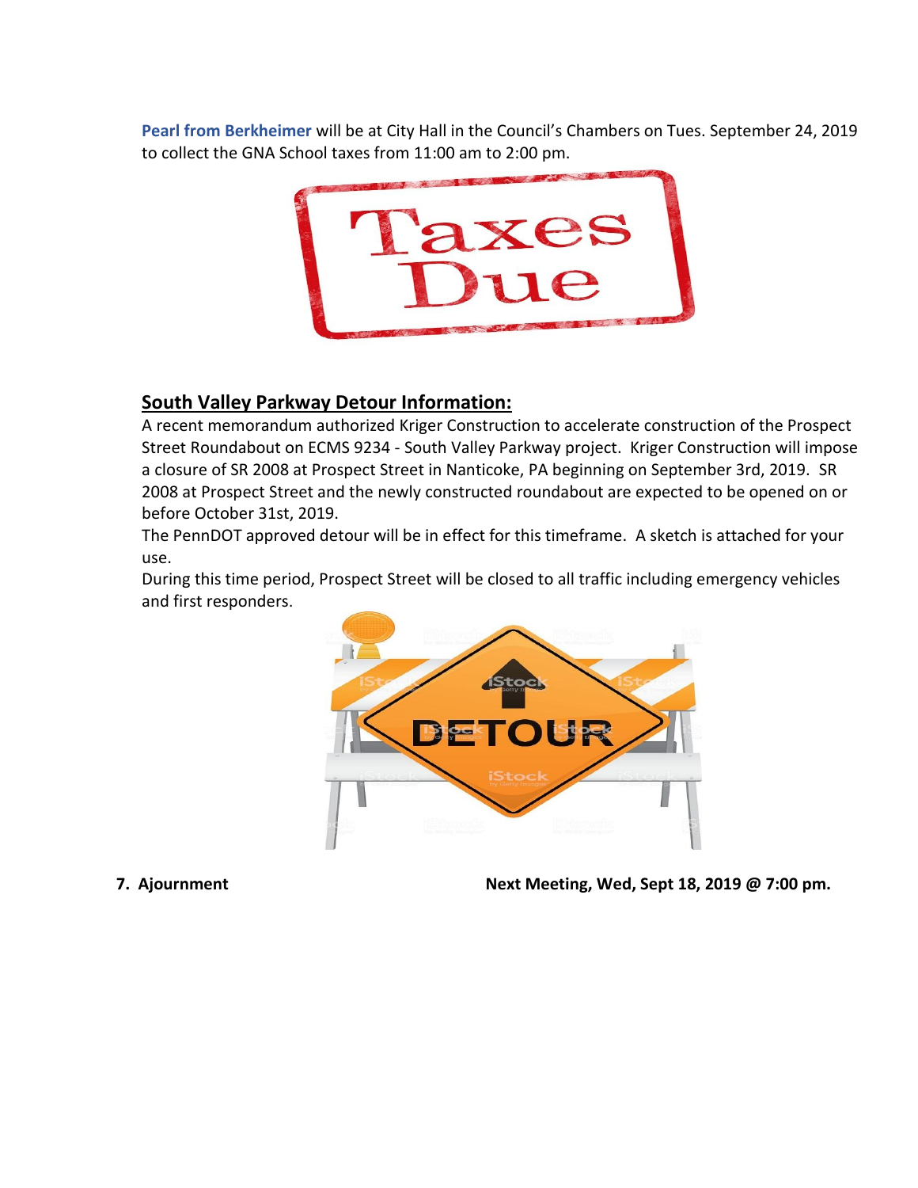**Pearl from Berkheimer** will be at City Hall in the Council's Chambers on Tues. September 24, 2019 to collect the GNA School taxes from 11:00 am to 2:00 pm.

## South Valley Parkway Detour Information:

A recent memorandum authorized Kriger Construction to accelerate construction of the Prospect Street Roundabout on ECMS 9234 - South Valley Parkway project. Kriger Construction will impose a closure of SR 2008 at Prospect Street in Nanticoke, PA beginning on September 3rd, 2019. SR 2008 at Prospect Street and the newly constructed roundabout are expected to be opened on or before October 31st, 2019.

The PennDOT approved detour will be in effect for this timeframe. A sketch is attached for your use.

During this time period, Prospect Street will be closed to all traffic including emergency vehicles and first responders.

**7. Ajournment** **Next Meeting, Wed, Sept 18, 2019 @ 7:00 pm.**